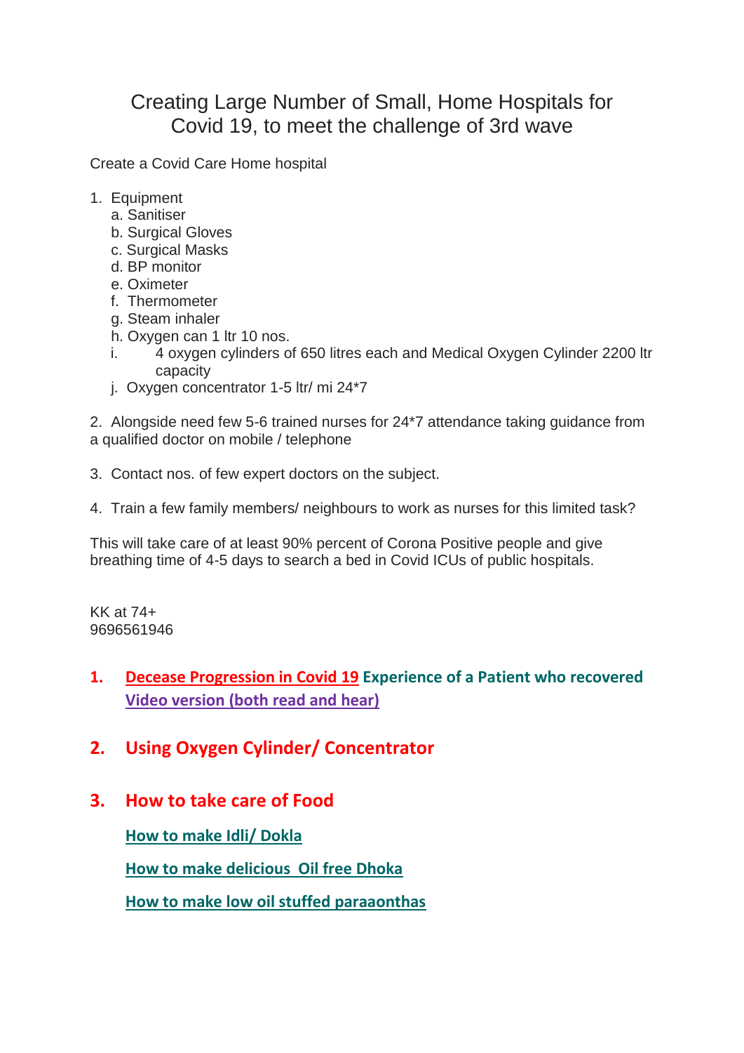# Creating Large Number of Small, Home Hospitals for Covid 19, to meet the challenge of 3rd wave

Create a Covid Care Home hospital

1. Equipment
   a. Sanitiser
   b. Surgical Gloves
   c. Surgical Masks
   d. BP monitor
   e. Oximeter
   f. Thermometer
   g. Steam inhaler
   h. Oxygen can 1 ltr 10 nos.
   i. 4 oxygen cylinders of 650 litres each and Medical Oxygen Cylinder 2200 ltr capacity
   j. Oxygen concentrator 1-5 ltr/ mi 24*7

2. Alongside need few 5-6 trained nurses for 24*7 attendance taking guidance from a qualified doctor on mobile / telephone

3. Contact nos. of few expert doctors on the subject.

4. Train a few family members/ neighbours to work as nurses for this limited task?

This will take care of at least 90% percent of Corona Positive people and give breathing time of 4-5 days to search a bed in Covid ICUs of public hospitals.

KK at 74+
9696561946

1. **Decease Progression in Covid 19 Experience of a Patient who recovered**
   **Video version (both read and hear)**

2. **Using Oxygen Cylinder/ Concentrator**

3. **How to take care of Food**

   **How to make Idli/ Dokla**

   **How to make delicious Oil free Dhoka**

   **How to make low oil stuffed paraaonthas**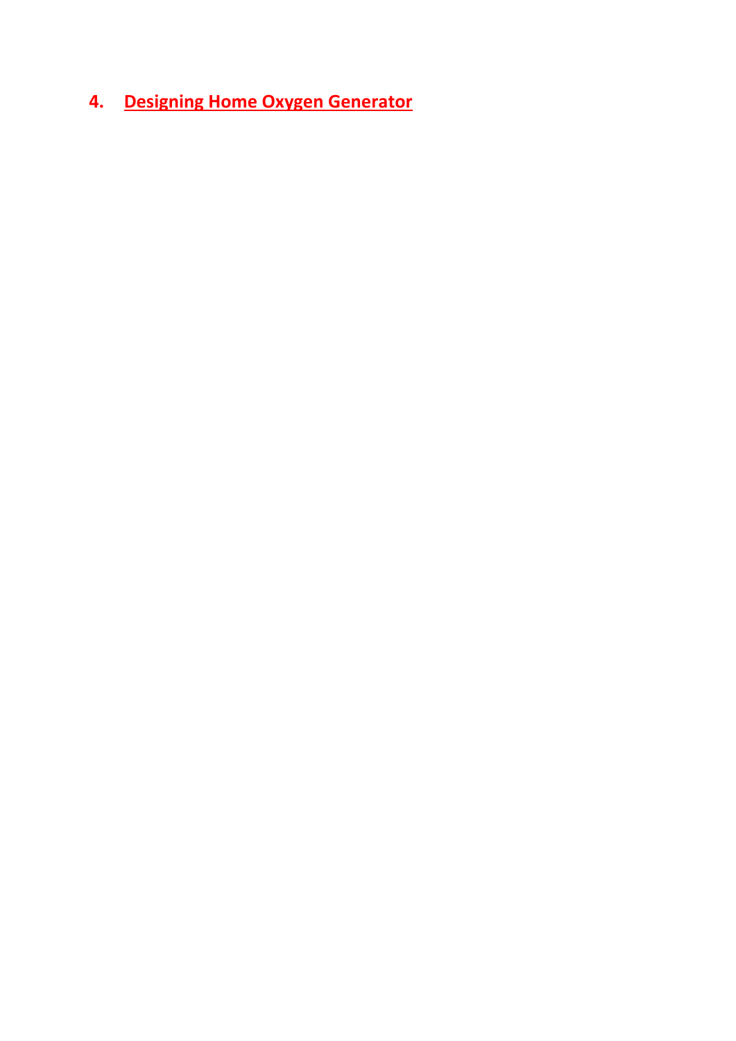## 4. Designing Home Oxygen Generator